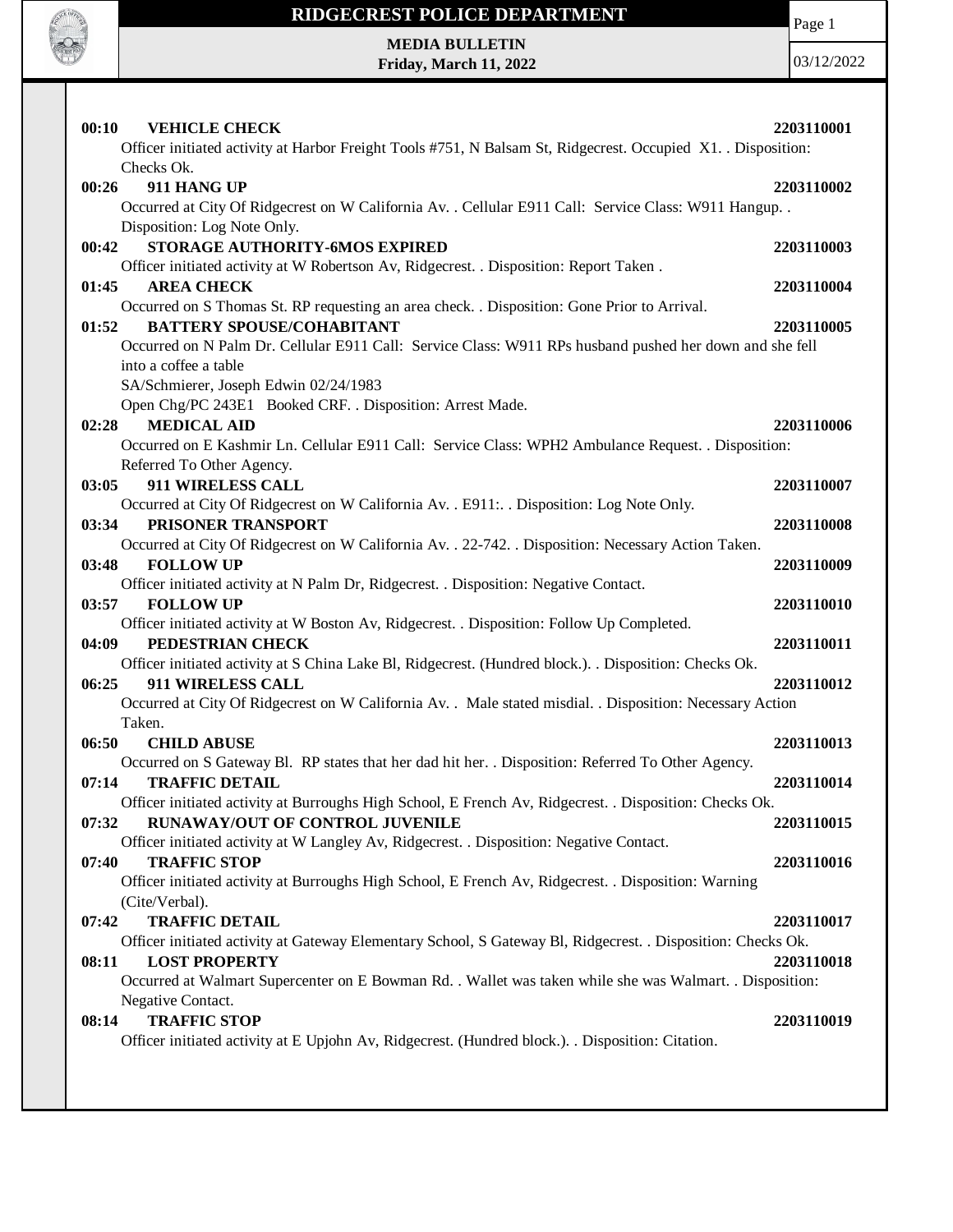# RIDGECREST POLICE DEPARTMENT

**MEDIA BULLETIN**
**Friday, March 11, 2022**

03/12/2022

**00:10 VEHICLE CHECK** **2203110001**
Officer initiated activity at Harbor Freight Tools #751, N Balsam St, Ridgecrest. Occupied X1. . Disposition: Checks Ok.

**00:26 911 HANG UP** **2203110002**
Occurred at City Of Ridgecrest on W California Av. . Cellular E911 Call: Service Class: W911 Hangup. . Disposition: Log Note Only.

**00:42 STORAGE AUTHORITY-6MOS EXPIRED** **2203110003**
Officer initiated activity at W Robertson Av, Ridgecrest. . Disposition: Report Taken .

**01:45 AREA CHECK** **2203110004**
Occurred on S Thomas St. RP requesting an area check. . Disposition: Gone Prior to Arrival.

**01:52 BATTERY SPOUSE/COHABITANT** **2203110005**
Occurred on N Palm Dr. Cellular E911 Call: Service Class: W911 RPs husband pushed her down and she fell into a coffee a table
SA/Schmierer, Joseph Edwin 02/24/1983
Open Chg/PC 243E1 Booked CRF. . Disposition: Arrest Made.

**02:28 MEDICAL AID** **2203110006**
Occurred on E Kashmir Ln. Cellular E911 Call: Service Class: WPH2 Ambulance Request. . Disposition: Referred To Other Agency.

**03:05 911 WIRELESS CALL** **2203110007**
Occurred at City Of Ridgecrest on W California Av. . E911:. . Disposition: Log Note Only.

**03:34 PRISONER TRANSPORT** **2203110008**
Occurred at City Of Ridgecrest on W California Av. . 22-742. . Disposition: Necessary Action Taken.

**03:48 FOLLOW UP** **2203110009**
Officer initiated activity at N Palm Dr, Ridgecrest. . Disposition: Negative Contact.

**03:57 FOLLOW UP** **2203110010**
Officer initiated activity at W Boston Av, Ridgecrest. . Disposition: Follow Up Completed.

**04:09 PEDESTRIAN CHECK** **2203110011**
Officer initiated activity at S China Lake Bl, Ridgecrest. (Hundred block.). . Disposition: Checks Ok.

**06:25 911 WIRELESS CALL** **2203110012**
Occurred at City Of Ridgecrest on W California Av. . Male stated misdial. . Disposition: Necessary Action Taken.

**06:50 CHILD ABUSE** **2203110013**
Occurred on S Gateway Bl. RP states that her dad hit her. . Disposition: Referred To Other Agency.

**07:14 TRAFFIC DETAIL** **2203110014**
Officer initiated activity at Burroughs High School, E French Av, Ridgecrest. . Disposition: Checks Ok.

**07:32 RUNAWAY/OUT OF CONTROL JUVENILE** **2203110015**
Officer initiated activity at W Langley Av, Ridgecrest. . Disposition: Negative Contact.

**07:40 TRAFFIC STOP** **2203110016**
Officer initiated activity at Burroughs High School, E French Av, Ridgecrest. . Disposition: Warning (Cite/Verbal).

**07:42 TRAFFIC DETAIL** **2203110017**
Officer initiated activity at Gateway Elementary School, S Gateway Bl, Ridgecrest. . Disposition: Checks Ok.

**08:11 LOST PROPERTY** **2203110018**
Occurred at Walmart Supercenter on E Bowman Rd. . Wallet was taken while she was Walmart. . Disposition: Negative Contact.

**08:14 TRAFFIC STOP** **2203110019**
Officer initiated activity at E Upjohn Av, Ridgecrest. (Hundred block.). . Disposition: Citation.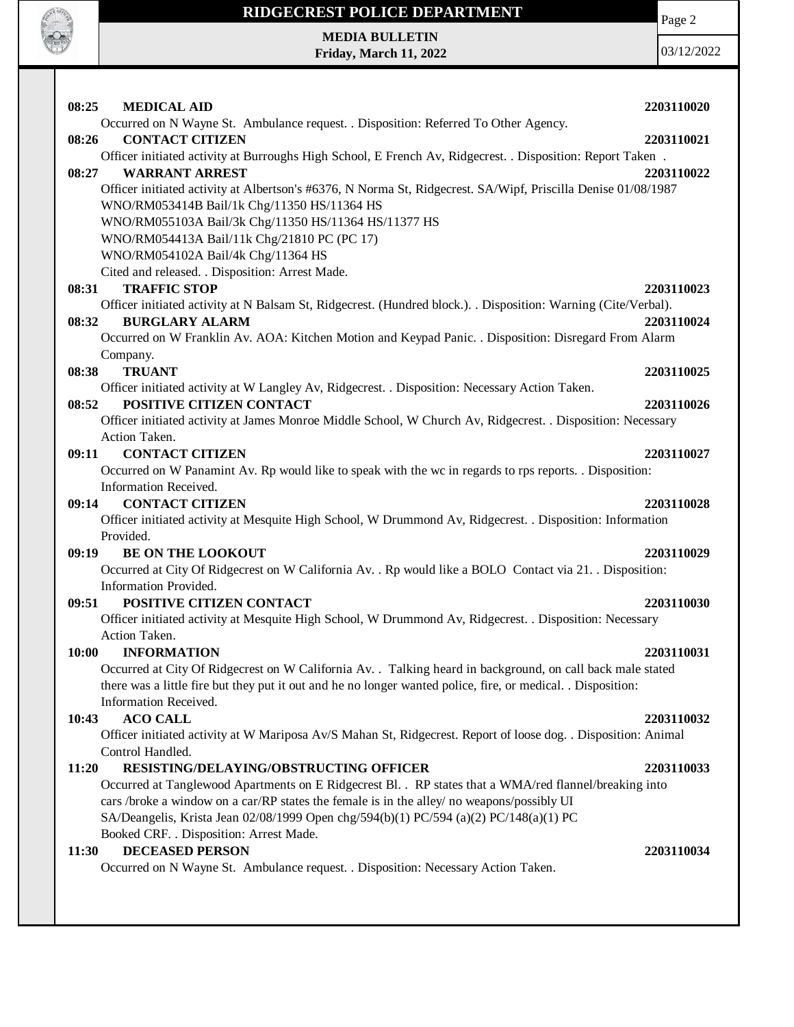**08:25 MEDICAL AID** **2203110020**

Occurred on N Wayne St. Ambulance request. . Disposition: Referred To Other Agency.

**08:26 CONTACT CITIZEN** **2203110021**

Officer initiated activity at Burroughs High School, E French Av, Ridgecrest. . Disposition: Report Taken .

**08:27 WARRANT ARREST** **2203110022**

Officer initiated activity at Albertson's #6376, N Norma St, Ridgecrest. SA/Wipf, Priscilla Denise 01/08/1987
WNO/RM053414B Bail/1k Chg/11350 HS/11364 HS
WNO/RM055103A Bail/3k Chg/11350 HS/11364 HS/11377 HS
WNO/RM054413A Bail/11k Chg/21810 PC (PC 17)
WNO/RM054102A Bail/4k Chg/11364 HS
Cited and released. . Disposition: Arrest Made.

**08:31 TRAFFIC STOP** **2203110023**

Officer initiated activity at N Balsam St, Ridgecrest. (Hundred block.). . Disposition: Warning (Cite/Verbal).

**08:32 BURGLARY ALARM** **2203110024**

Occurred on W Franklin Av. AOA: Kitchen Motion and Keypad Panic. . Disposition: Disregard From Alarm Company.

**08:38 TRUANT** **2203110025**

Officer initiated activity at W Langley Av, Ridgecrest. . Disposition: Necessary Action Taken.

**08:52 POSITIVE CITIZEN CONTACT** **2203110026**

Officer initiated activity at James Monroe Middle School, W Church Av, Ridgecrest. . Disposition: Necessary Action Taken.

**09:11 CONTACT CITIZEN** **2203110027**

Occurred on W Panamint Av. Rp would like to speak with the wc in regards to rps reports. . Disposition: Information Received.

**09:14 CONTACT CITIZEN** **2203110028**

Officer initiated activity at Mesquite High School, W Drummond Av, Ridgecrest. . Disposition: Information Provided.

**09:19 BE ON THE LOOKOUT** **2203110029**

Occurred at City Of Ridgecrest on W California Av. . Rp would like a BOLO Contact via 21. . Disposition: Information Provided.

**09:51 POSITIVE CITIZEN CONTACT** **2203110030**

Officer initiated activity at Mesquite High School, W Drummond Av, Ridgecrest. . Disposition: Necessary Action Taken.

**10:00 INFORMATION** **2203110031**

Occurred at City Of Ridgecrest on W California Av. . Talking heard in background, on call back male stated there was a little fire but they put it out and he no longer wanted police, fire, or medical. . Disposition: Information Received.

**10:43 ACO CALL** **2203110032**

Officer initiated activity at W Mariposa Av/S Mahan St, Ridgecrest. Report of loose dog. . Disposition: Animal Control Handled.

**11:20 RESISTING/DELAYING/OBSTRUCTING OFFICER** **2203110033**

Occurred at Tanglewood Apartments on E Ridgecrest Bl. . RP states that a WMA/red flannel/breaking into cars /broke a window on a car/RP states the female is in the alley/ no weapons/possibly UI
SA/Deangelis, Krista Jean 02/08/1999 Open chg/594(b)(1) PC/594 (a)(2) PC/148(a)(1) PC
Booked CRF. . Disposition: Arrest Made.

**11:30 DECEASED PERSON** **2203110034**

Occurred on N Wayne St. Ambulance request. . Disposition: Necessary Action Taken.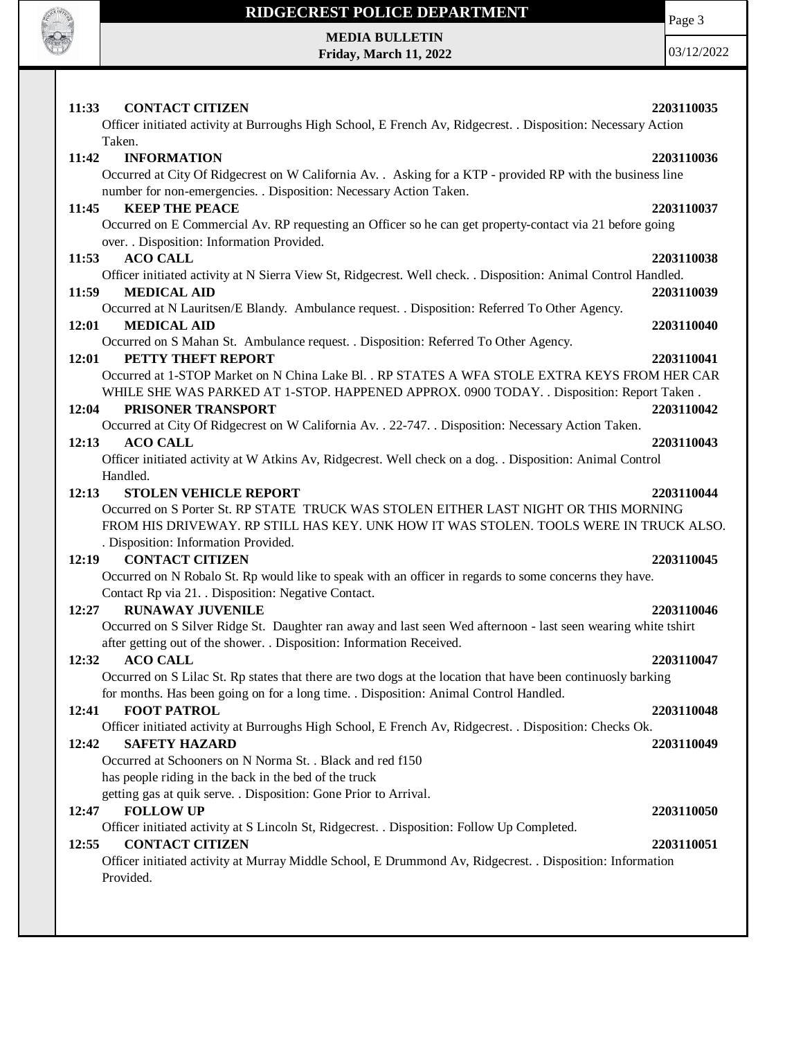**11:33 CONTACT CITIZEN** 2203110035
Officer initiated activity at Burroughs High School, E French Av, Ridgecrest. . Disposition: Necessary Action Taken.

**11:42 INFORMATION** 2203110036
Occurred at City Of Ridgecrest on W California Av. . Asking for a KTP - provided RP with the business line number for non-emergencies. . Disposition: Necessary Action Taken.

**11:45 KEEP THE PEACE** 2203110037
Occurred on E Commercial Av. RP requesting an Officer so he can get property-contact via 21 before going over. . Disposition: Information Provided.

**11:53 ACO CALL** 2203110038
Officer initiated activity at N Sierra View St, Ridgecrest. Well check. . Disposition: Animal Control Handled.

**11:59 MEDICAL AID** 2203110039
Occurred at N Lauritsen/E Blandy. Ambulance request. . Disposition: Referred To Other Agency.

**12:01 MEDICAL AID** 2203110040
Occurred on S Mahan St. Ambulance request. . Disposition: Referred To Other Agency.

**12:01 PETTY THEFT REPORT** 2203110041
Occurred at 1-STOP Market on N China Lake Bl. . RP STATES A WFA STOLE EXTRA KEYS FROM HER CAR WHILE SHE WAS PARKED AT 1-STOP. HAPPENED APPROX. 0900 TODAY. . Disposition: Report Taken .

**12:04 PRISONER TRANSPORT** 2203110042
Occurred at City Of Ridgecrest on W California Av. . 22-747. . Disposition: Necessary Action Taken.

**12:13 ACO CALL** 2203110043
Officer initiated activity at W Atkins Av, Ridgecrest. Well check on a dog. . Disposition: Animal Control Handled.

**12:13 STOLEN VEHICLE REPORT** 2203110044
Occurred on S Porter St. RP STATE TRUCK WAS STOLEN EITHER LAST NIGHT OR THIS MORNING FROM HIS DRIVEWAY. RP STILL HAS KEY. UNK HOW IT WAS STOLEN. TOOLS WERE IN TRUCK ALSO. . Disposition: Information Provided.

**12:19 CONTACT CITIZEN** 2203110045
Occurred on N Robalo St. Rp would like to speak with an officer in regards to some concerns they have. Contact Rp via 21. . Disposition: Negative Contact.

**12:27 RUNAWAY JUVENILE** 2203110046
Occurred on S Silver Ridge St. Daughter ran away and last seen Wed afternoon - last seen wearing white tshirt after getting out of the shower. . Disposition: Information Received.

**12:32 ACO CALL** 2203110047
Occurred on S Lilac St. Rp states that there are two dogs at the location that have been continuosly barking for months. Has been going on for a long time. . Disposition: Animal Control Handled.

**12:41 FOOT PATROL** 2203110048
Officer initiated activity at Burroughs High School, E French Av, Ridgecrest. . Disposition: Checks Ok.

**12:42 SAFETY HAZARD** 2203110049
Occurred at Schooners on N Norma St. . Black and red f150
has people riding in the back in the bed of the truck
getting gas at quik serve. . Disposition: Gone Prior to Arrival.

**12:47 FOLLOW UP** 2203110050
Officer initiated activity at S Lincoln St, Ridgecrest. . Disposition: Follow Up Completed.

**12:55 CONTACT CITIZEN** 2203110051
Officer initiated activity at Murray Middle School, E Drummond Av, Ridgecrest. . Disposition: Information Provided.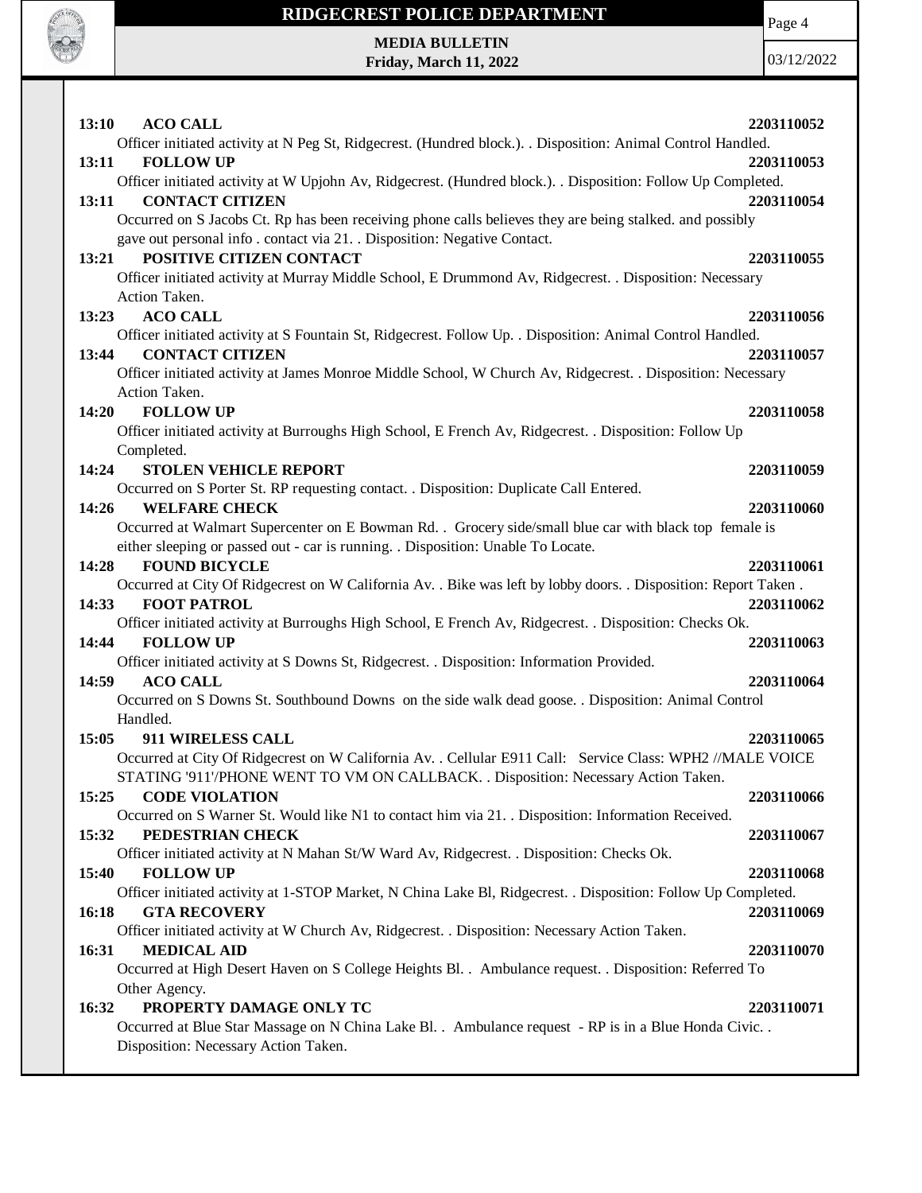**13:10 ACO CALL** **2203110052**
Officer initiated activity at N Peg St, Ridgecrest. (Hundred block.). . Disposition: Animal Control Handled.

**13:11 FOLLOW UP** **2203110053**
Officer initiated activity at W Upjohn Av, Ridgecrest. (Hundred block.). . Disposition: Follow Up Completed.

**13:11 CONTACT CITIZEN** **2203110054**
Occurred on S Jacobs Ct. Rp has been receiving phone calls believes they are being stalked. and possibly gave out personal info . contact via 21. . Disposition: Negative Contact.

**13:21 POSITIVE CITIZEN CONTACT** **2203110055**
Officer initiated activity at Murray Middle School, E Drummond Av, Ridgecrest. . Disposition: Necessary Action Taken.

**13:23 ACO CALL** **2203110056**
Officer initiated activity at S Fountain St, Ridgecrest. Follow Up. . Disposition: Animal Control Handled.

**13:44 CONTACT CITIZEN** **2203110057**
Officer initiated activity at James Monroe Middle School, W Church Av, Ridgecrest. . Disposition: Necessary Action Taken.

**14:20 FOLLOW UP** **2203110058**
Officer initiated activity at Burroughs High School, E French Av, Ridgecrest. . Disposition: Follow Up Completed.

**14:24 STOLEN VEHICLE REPORT** **2203110059**
Occurred on S Porter St. RP requesting contact. . Disposition: Duplicate Call Entered.

**14:26 WELFARE CHECK** **2203110060**
Occurred at Walmart Supercenter on E Bowman Rd. . Grocery side/small blue car with black top female is either sleeping or passed out - car is running. . Disposition: Unable To Locate.

**14:28 FOUND BICYCLE** **2203110061**
Occurred at City Of Ridgecrest on W California Av. . Bike was left by lobby doors. . Disposition: Report Taken .

**14:33 FOOT PATROL** **2203110062**
Officer initiated activity at Burroughs High School, E French Av, Ridgecrest. . Disposition: Checks Ok.

**14:44 FOLLOW UP** **2203110063**
Officer initiated activity at S Downs St, Ridgecrest. . Disposition: Information Provided.

**14:59 ACO CALL** **2203110064**
Occurred on S Downs St. Southbound Downs on the side walk dead goose. . Disposition: Animal Control Handled.

**15:05 911 WIRELESS CALL** **2203110065**
Occurred at City Of Ridgecrest on W California Av. . Cellular E911 Call: Service Class: WPH2 //MALE VOICE STATING '911'/PHONE WENT TO VM ON CALLBACK. . Disposition: Necessary Action Taken.

**15:25 CODE VIOLATION** **2203110066**
Occurred on S Warner St. Would like N1 to contact him via 21. . Disposition: Information Received.

**15:32 PEDESTRIAN CHECK** **2203110067**
Officer initiated activity at N Mahan St/W Ward Av, Ridgecrest. . Disposition: Checks Ok.

**15:40 FOLLOW UP** **2203110068**
Officer initiated activity at 1-STOP Market, N China Lake Bl, Ridgecrest. . Disposition: Follow Up Completed.

**16:18 GTA RECOVERY** **2203110069**
Officer initiated activity at W Church Av, Ridgecrest. . Disposition: Necessary Action Taken.

**16:31 MEDICAL AID** **2203110070**
Occurred at High Desert Haven on S College Heights Bl. . Ambulance request. . Disposition: Referred To Other Agency.

**16:32 PROPERTY DAMAGE ONLY TC** **2203110071**
Occurred at Blue Star Massage on N China Lake Bl. . Ambulance request - RP is in a Blue Honda Civic. . Disposition: Necessary Action Taken.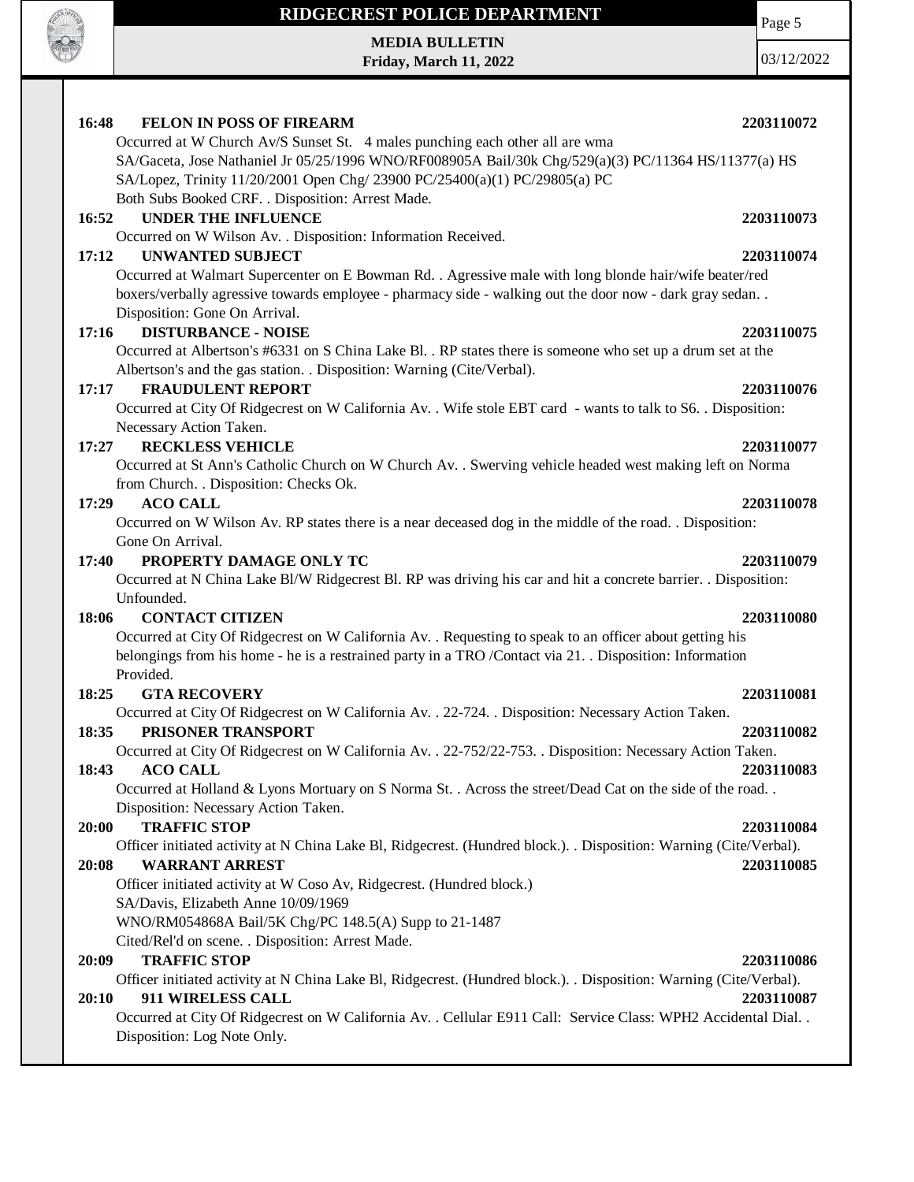**16:48 FELON IN POSS OF FIREARM** **2203110072**

Occurred at W Church Av/S Sunset St. 4 males punching each other all are wma
SA/Gaceta, Jose Nathaniel Jr 05/25/1996 WNO/RF008905A Bail/30k Chg/529(a)(3) PC/11364 HS/11377(a) HS
SA/Lopez, Trinity 11/20/2001 Open Chg/ 23900 PC/25400(a)(1) PC/29805(a) PC
Both Subs Booked CRF. . Disposition: Arrest Made.

**16:52 UNDER THE INFLUENCE** **2203110073**

Occurred on W Wilson Av. . Disposition: Information Received.

**17:12 UNWANTED SUBJECT** **2203110074**

Occurred at Walmart Supercenter on E Bowman Rd. . Agressive male with long blonde hair/wife beater/red boxers/verbally agressive towards employee - pharmacy side - walking out the door now - dark gray sedan. . Disposition: Gone On Arrival.

**17:16 DISTURBANCE - NOISE** **2203110075**

Occurred at Albertson's #6331 on S China Lake Bl. . RP states there is someone who set up a drum set at the Albertson's and the gas station. . Disposition: Warning (Cite/Verbal).

**17:17 FRAUDULENT REPORT** **2203110076**

Occurred at City Of Ridgecrest on W California Av. . Wife stole EBT card - wants to talk to S6. . Disposition: Necessary Action Taken.

**17:27 RECKLESS VEHICLE** **2203110077**

Occurred at St Ann's Catholic Church on W Church Av. . Swerving vehicle headed west making left on Norma from Church. . Disposition: Checks Ok.

**17:29 ACO CALL** **2203110078**

Occurred on W Wilson Av. RP states there is a near deceased dog in the middle of the road. . Disposition: Gone On Arrival.

**17:40 PROPERTY DAMAGE ONLY TC** **2203110079**

Occurred at N China Lake Bl/W Ridgecrest Bl. RP was driving his car and hit a concrete barrier. . Disposition: Unfounded.

**18:06 CONTACT CITIZEN** **2203110080**

Occurred at City Of Ridgecrest on W California Av. . Requesting to speak to an officer about getting his belongings from his home - he is a restrained party in a TRO /Contact via 21. . Disposition: Information Provided.

**18:25 GTA RECOVERY** **2203110081**

Occurred at City Of Ridgecrest on W California Av. . 22-724. . Disposition: Necessary Action Taken.

**18:35 PRISONER TRANSPORT** **2203110082**

Occurred at City Of Ridgecrest on W California Av. . 22-752/22-753. . Disposition: Necessary Action Taken.

**18:43 ACO CALL** **2203110083**

Occurred at Holland & Lyons Mortuary on S Norma St. . Across the street/Dead Cat on the side of the road. . Disposition: Necessary Action Taken.

**20:00 TRAFFIC STOP** **2203110084**

Officer initiated activity at N China Lake Bl, Ridgecrest. (Hundred block.). . Disposition: Warning (Cite/Verbal).

**20:08 WARRANT ARREST** **2203110085**

Officer initiated activity at W Coso Av, Ridgecrest. (Hundred block.)
SA/Davis, Elizabeth Anne 10/09/1969
WNO/RM054868A Bail/5K Chg/PC 148.5(A) Supp to 21-1487
Cited/Rel'd on scene. . Disposition: Arrest Made.

**20:09 TRAFFIC STOP** **2203110086**

Officer initiated activity at N China Lake Bl, Ridgecrest. (Hundred block.). . Disposition: Warning (Cite/Verbal).

**20:10 911 WIRELESS CALL** **2203110087**

Occurred at City Of Ridgecrest on W California Av. . Cellular E911 Call: Service Class: WPH2 Accidental Dial. . Disposition: Log Note Only.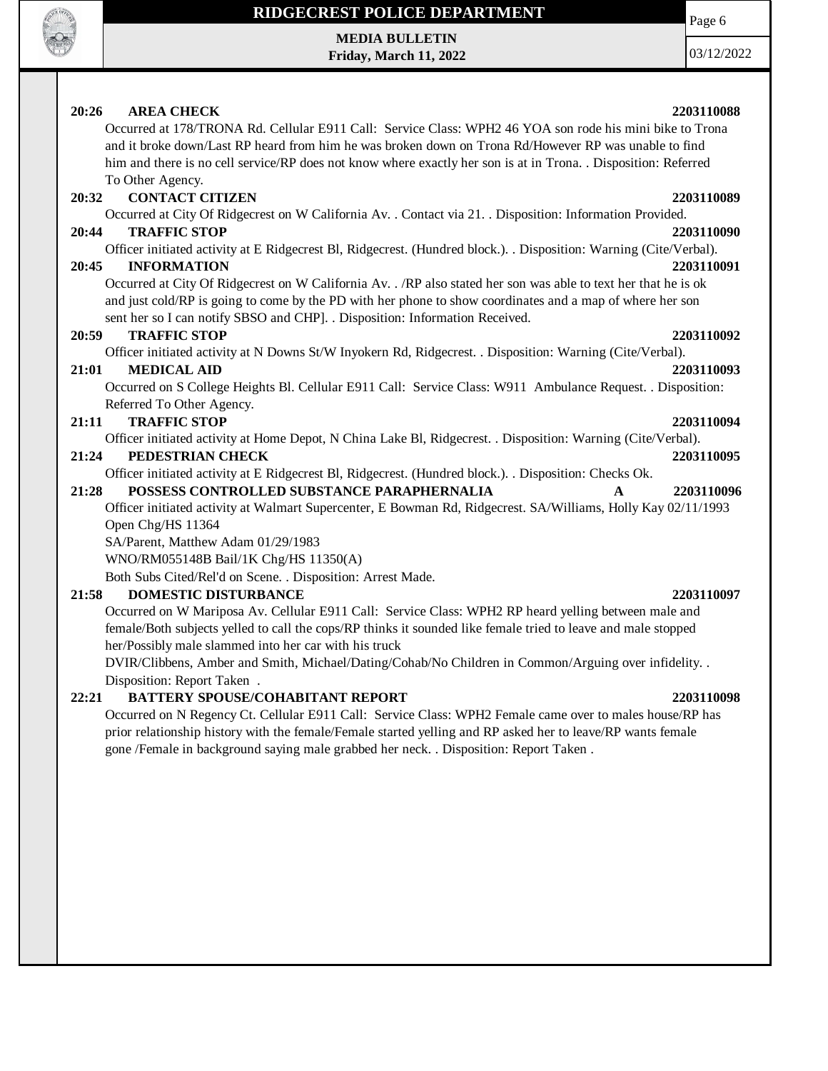**20:26 AREA CHECK 2203110088**

Occurred at 178/TRONA Rd. Cellular E911 Call: Service Class: WPH2 46 YOA son rode his mini bike to Trona and it broke down/Last RP heard from him he was broken down on Trona Rd/However RP was unable to find him and there is no cell service/RP does not know where exactly her son is at in Trona. . Disposition: Referred To Other Agency.

**20:32 CONTACT CITIZEN 2203110089**

Occurred at City Of Ridgecrest on W California Av. . Contact via 21. . Disposition: Information Provided.

**20:44 TRAFFIC STOP 2203110090**

Officer initiated activity at E Ridgecrest Bl, Ridgecrest. (Hundred block.). . Disposition: Warning (Cite/Verbal).

**20:45 INFORMATION 2203110091**

Occurred at City Of Ridgecrest on W California Av. . /RP also stated her son was able to text her that he is ok and just cold/RP is going to come by the PD with her phone to show coordinates and a map of where her son sent her so I can notify SBSO and CHP]. . Disposition: Information Received.

**20:59 TRAFFIC STOP 2203110092**

Officer initiated activity at N Downs St/W Inyokern Rd, Ridgecrest. . Disposition: Warning (Cite/Verbal).

**21:01 MEDICAL AID 2203110093**

Occurred on S College Heights Bl. Cellular E911 Call: Service Class: W911 Ambulance Request. . Disposition: Referred To Other Agency.

**21:11 TRAFFIC STOP 2203110094**

Officer initiated activity at Home Depot, N China Lake Bl, Ridgecrest. . Disposition: Warning (Cite/Verbal).

**21:24 PEDESTRIAN CHECK 2203110095**

Officer initiated activity at E Ridgecrest Bl, Ridgecrest. (Hundred block.). . Disposition: Checks Ok.

**21:28 POSSESS CONTROLLED SUBSTANCE PARAPHERNALIA A 2203110096**

Officer initiated activity at Walmart Supercenter, E Bowman Rd, Ridgecrest. SA/Williams, Holly Kay 02/11/1993
Open Chg/HS 11364
SA/Parent, Matthew Adam 01/29/1983
WNO/RM055148B Bail/1K Chg/HS 11350(A)
Both Subs Cited/Rel'd on Scene. . Disposition: Arrest Made.

**21:58 DOMESTIC DISTURBANCE 2203110097**

Occurred on W Mariposa Av. Cellular E911 Call: Service Class: WPH2 RP heard yelling between male and female/Both subjects yelled to call the cops/RP thinks it sounded like female tried to leave and male stopped her/Possibly male slammed into her car with his truck
DVIR/Clibbens, Amber and Smith, Michael/Dating/Cohab/No Children in Common/Arguing over infidelity. . Disposition: Report Taken .

**22:21 BATTERY SPOUSE/COHABITANT REPORT 2203110098**

Occurred on N Regency Ct. Cellular E911 Call: Service Class: WPH2 Female came over to males house/RP has prior relationship history with the female/Female started yelling and RP asked her to leave/RP wants female gone /Female in background saying male grabbed her neck. . Disposition: Report Taken .